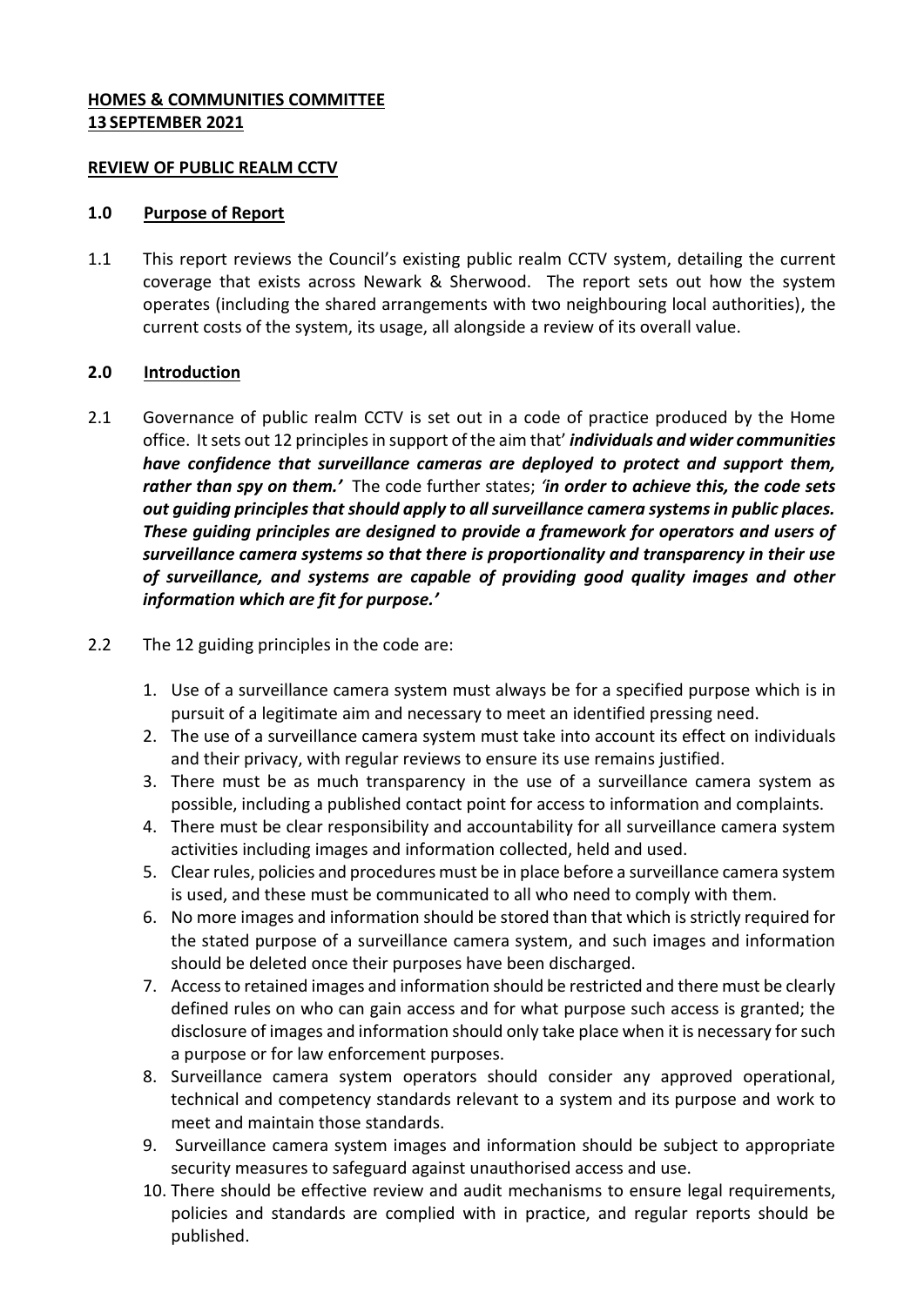**HOMES & COMMUNITIES COMMITTEE**
**13 SEPTEMBER 2021**

**REVIEW OF PUBLIC REALM CCTV**

## 1.0 Purpose of Report

1.1 This report reviews the Council's existing public realm CCTV system, detailing the current coverage that exists across Newark & Sherwood. The report sets out how the system operates (including the shared arrangements with two neighbouring local authorities), the current costs of the system, its usage, all alongside a review of its overall value.

## 2.0 Introduction

2.1 Governance of public realm CCTV is set out in a code of practice produced by the Home office. It sets out 12 principles in support of the aim that' ***individuals and wider communities have confidence that surveillance cameras are deployed to protect and support them, rather than spy on them.'*** The code further states; ***'in order to achieve this, the code sets out guiding principles that should apply to all surveillance camera systems in public places. These guiding principles are designed to provide a framework for operators and users of surveillance camera systems so that there is proportionality and transparency in their use of surveillance, and systems are capable of providing good quality images and other information which are fit for purpose.'***

2.2 The 12 guiding principles in the code are:

1. Use of a surveillance camera system must always be for a specified purpose which is in pursuit of a legitimate aim and necessary to meet an identified pressing need.
2. The use of a surveillance camera system must take into account its effect on individuals and their privacy, with regular reviews to ensure its use remains justified.
3. There must be as much transparency in the use of a surveillance camera system as possible, including a published contact point for access to information and complaints.
4. There must be clear responsibility and accountability for all surveillance camera system activities including images and information collected, held and used.
5. Clear rules, policies and procedures must be in place before a surveillance camera system is used, and these must be communicated to all who need to comply with them.
6. No more images and information should be stored than that which is strictly required for the stated purpose of a surveillance camera system, and such images and information should be deleted once their purposes have been discharged.
7. Access to retained images and information should be restricted and there must be clearly defined rules on who can gain access and for what purpose such access is granted; the disclosure of images and information should only take place when it is necessary for such a purpose or for law enforcement purposes.
8. Surveillance camera system operators should consider any approved operational, technical and competency standards relevant to a system and its purpose and work to meet and maintain those standards.
9. Surveillance camera system images and information should be subject to appropriate security measures to safeguard against unauthorised access and use.
10. There should be effective review and audit mechanisms to ensure legal requirements, policies and standards are complied with in practice, and regular reports should be published.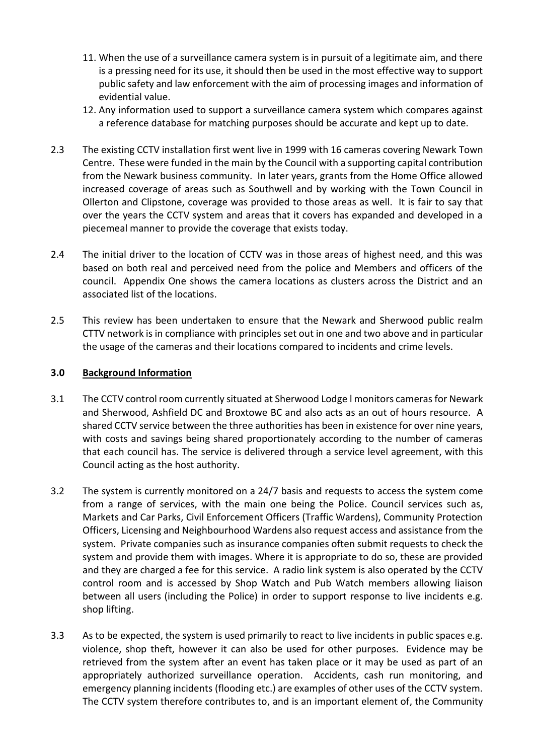11. When the use of a surveillance camera system is in pursuit of a legitimate aim, and there is a pressing need for its use, it should then be used in the most effective way to support public safety and law enforcement with the aim of processing images and information of evidential value.
12. Any information used to support a surveillance camera system which compares against a reference database for matching purposes should be accurate and kept up to date.

2.3 The existing CCTV installation first went live in 1999 with 16 cameras covering Newark Town Centre. These were funded in the main by the Council with a supporting capital contribution from the Newark business community. In later years, grants from the Home Office allowed increased coverage of areas such as Southwell and by working with the Town Council in Ollerton and Clipstone, coverage was provided to those areas as well. It is fair to say that over the years the CCTV system and areas that it covers has expanded and developed in a piecemeal manner to provide the coverage that exists today.

2.4 The initial driver to the location of CCTV was in those areas of highest need, and this was based on both real and perceived need from the police and Members and officers of the council. Appendix One shows the camera locations as clusters across the District and an associated list of the locations.

2.5 This review has been undertaken to ensure that the Newark and Sherwood public realm CTTV network is in compliance with principles set out in one and two above and in particular the usage of the cameras and their locations compared to incidents and crime levels.

## 3.0 Background Information

3.1 The CCTV control room currently situated at Sherwood Lodge l monitors cameras for Newark and Sherwood, Ashfield DC and Broxtowe BC and also acts as an out of hours resource. A shared CCTV service between the three authorities has been in existence for over nine years, with costs and savings being shared proportionately according to the number of cameras that each council has. The service is delivered through a service level agreement, with this Council acting as the host authority.

3.2 The system is currently monitored on a 24/7 basis and requests to access the system come from a range of services, with the main one being the Police. Council services such as, Markets and Car Parks, Civil Enforcement Officers (Traffic Wardens), Community Protection Officers, Licensing and Neighbourhood Wardens also request access and assistance from the system. Private companies such as insurance companies often submit requests to check the system and provide them with images. Where it is appropriate to do so, these are provided and they are charged a fee for this service. A radio link system is also operated by the CCTV control room and is accessed by Shop Watch and Pub Watch members allowing liaison between all users (including the Police) in order to support response to live incidents e.g. shop lifting.

3.3 As to be expected, the system is used primarily to react to live incidents in public spaces e.g. violence, shop theft, however it can also be used for other purposes. Evidence may be retrieved from the system after an event has taken place or it may be used as part of an appropriately authorized surveillance operation. Accidents, cash run monitoring, and emergency planning incidents (flooding etc.) are examples of other uses of the CCTV system. The CCTV system therefore contributes to, and is an important element of, the Community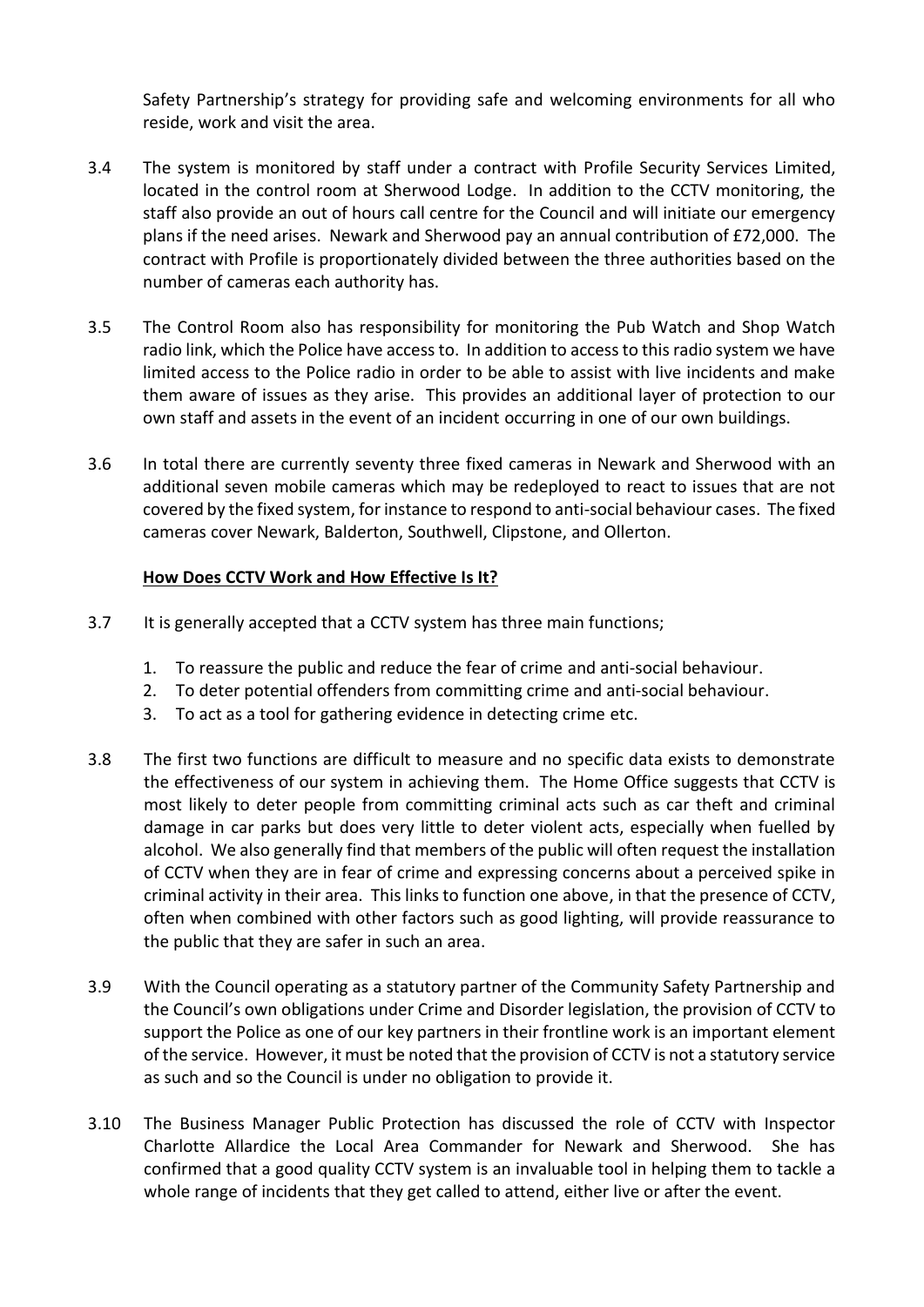Safety Partnership's strategy for providing safe and welcoming environments for all who reside, work and visit the area.

3.4 The system is monitored by staff under a contract with Profile Security Services Limited, located in the control room at Sherwood Lodge. In addition to the CCTV monitoring, the staff also provide an out of hours call centre for the Council and will initiate our emergency plans if the need arises. Newark and Sherwood pay an annual contribution of £72,000. The contract with Profile is proportionately divided between the three authorities based on the number of cameras each authority has.

3.5 The Control Room also has responsibility for monitoring the Pub Watch and Shop Watch radio link, which the Police have access to. In addition to access to this radio system we have limited access to the Police radio in order to be able to assist with live incidents and make them aware of issues as they arise. This provides an additional layer of protection to our own staff and assets in the event of an incident occurring in one of our own buildings.

3.6 In total there are currently seventy three fixed cameras in Newark and Sherwood with an additional seven mobile cameras which may be redeployed to react to issues that are not covered by the fixed system, for instance to respond to anti-social behaviour cases. The fixed cameras cover Newark, Balderton, Southwell, Clipstone, and Ollerton.

**How Does CCTV Work and How Effective Is It?**

3.7 It is generally accepted that a CCTV system has three main functions;

1. To reassure the public and reduce the fear of crime and anti-social behaviour.
2. To deter potential offenders from committing crime and anti-social behaviour.
3. To act as a tool for gathering evidence in detecting crime etc.

3.8 The first two functions are difficult to measure and no specific data exists to demonstrate the effectiveness of our system in achieving them. The Home Office suggests that CCTV is most likely to deter people from committing criminal acts such as car theft and criminal damage in car parks but does very little to deter violent acts, especially when fuelled by alcohol. We also generally find that members of the public will often request the installation of CCTV when they are in fear of crime and expressing concerns about a perceived spike in criminal activity in their area. This links to function one above, in that the presence of CCTV, often when combined with other factors such as good lighting, will provide reassurance to the public that they are safer in such an area.

3.9 With the Council operating as a statutory partner of the Community Safety Partnership and the Council's own obligations under Crime and Disorder legislation, the provision of CCTV to support the Police as one of our key partners in their frontline work is an important element of the service. However, it must be noted that the provision of CCTV is not a statutory service as such and so the Council is under no obligation to provide it.

3.10 The Business Manager Public Protection has discussed the role of CCTV with Inspector Charlotte Allardice the Local Area Commander for Newark and Sherwood. She has confirmed that a good quality CCTV system is an invaluable tool in helping them to tackle a whole range of incidents that they get called to attend, either live or after the event.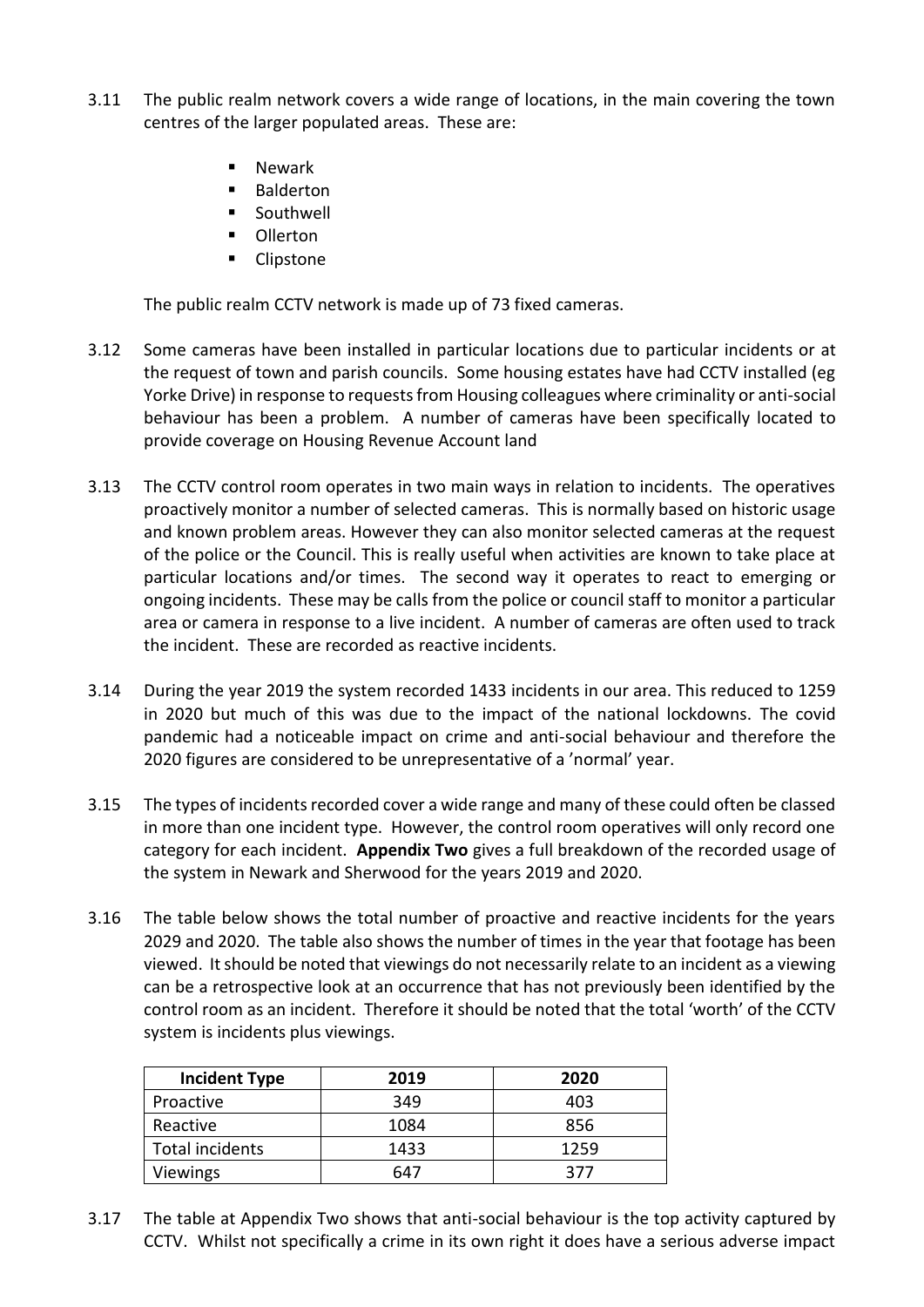3.11 The public realm network covers a wide range of locations, in the main covering the town centres of the larger populated areas. These are:

- Newark
- Balderton
- Southwell
- Ollerton
- Clipstone

The public realm CCTV network is made up of 73 fixed cameras.

3.12 Some cameras have been installed in particular locations due to particular incidents or at the request of town and parish councils. Some housing estates have had CCTV installed (eg Yorke Drive) in response to requests from Housing colleagues where criminality or anti-social behaviour has been a problem. A number of cameras have been specifically located to provide coverage on Housing Revenue Account land

3.13 The CCTV control room operates in two main ways in relation to incidents. The operatives proactively monitor a number of selected cameras. This is normally based on historic usage and known problem areas. However they can also monitor selected cameras at the request of the police or the Council. This is really useful when activities are known to take place at particular locations and/or times. The second way it operates to react to emerging or ongoing incidents. These may be calls from the police or council staff to monitor a particular area or camera in response to a live incident. A number of cameras are often used to track the incident. These are recorded as reactive incidents.

3.14 During the year 2019 the system recorded 1433 incidents in our area. This reduced to 1259 in 2020 but much of this was due to the impact of the national lockdowns. The covid pandemic had a noticeable impact on crime and anti-social behaviour and therefore the 2020 figures are considered to be unrepresentative of a 'normal' year.

3.15 The types of incidents recorded cover a wide range and many of these could often be classed in more than one incident type. However, the control room operatives will only record one category for each incident. **Appendix Two** gives a full breakdown of the recorded usage of the system in Newark and Sherwood for the years 2019 and 2020.

3.16 The table below shows the total number of proactive and reactive incidents for the years 2029 and 2020. The table also shows the number of times in the year that footage has been viewed. It should be noted that viewings do not necessarily relate to an incident as a viewing can be a retrospective look at an occurrence that has not previously been identified by the control room as an incident. Therefore it should be noted that the total 'worth' of the CCTV system is incidents plus viewings.

| Incident Type | 2019 | 2020 |
|---|---|---|
| Proactive | 349 | 403 |
| Reactive | 1084 | 856 |
| Total incidents | 1433 | 1259 |
| Viewings | 647 | 377 |

3.17 The table at Appendix Two shows that anti-social behaviour is the top activity captured by CCTV. Whilst not specifically a crime in its own right it does have a serious adverse impact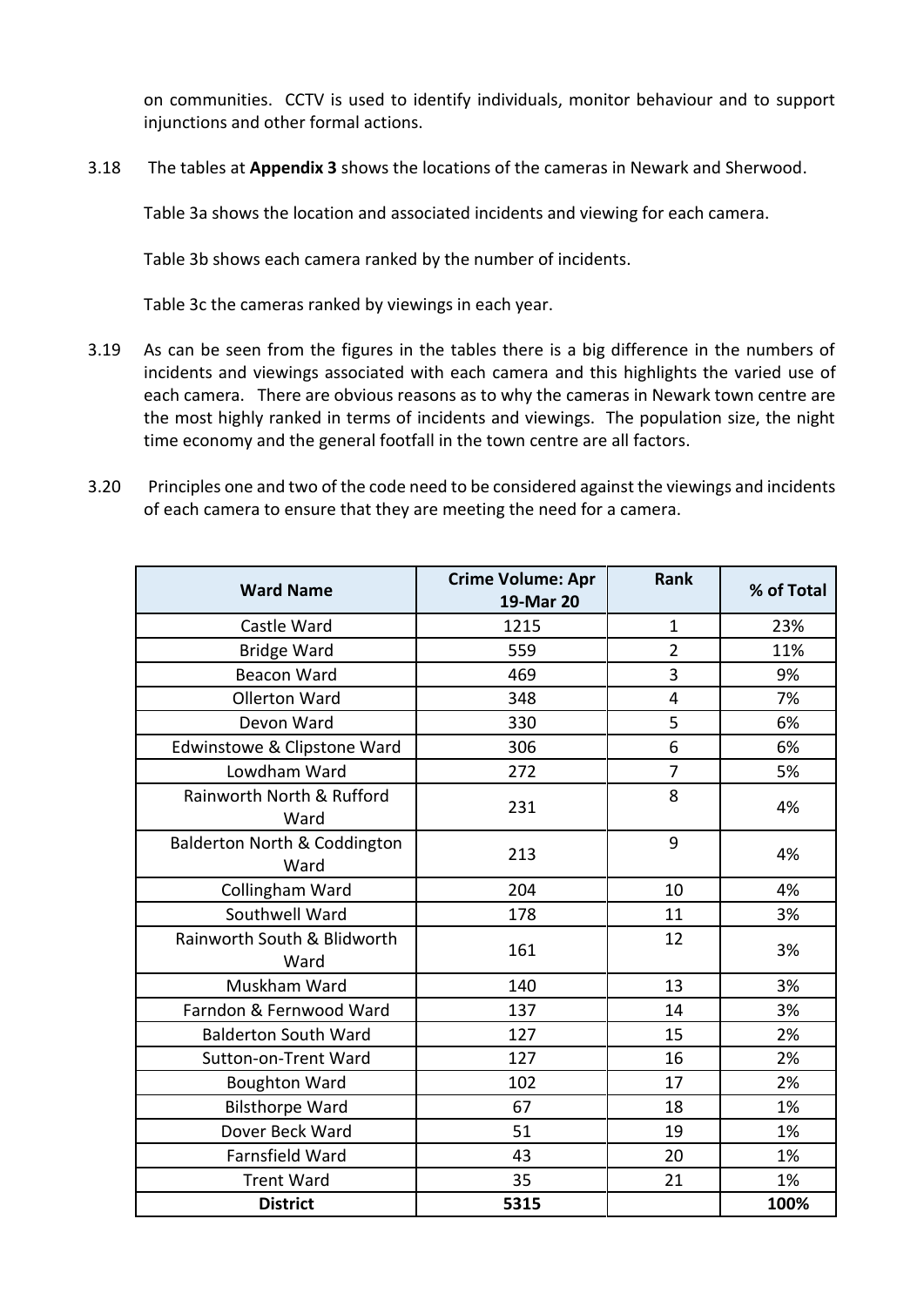on communities. CCTV is used to identify individuals, monitor behaviour and to support injunctions and other formal actions.

3.18 The tables at **Appendix 3** shows the locations of the cameras in Newark and Sherwood.

Table 3a shows the location and associated incidents and viewing for each camera.

Table 3b shows each camera ranked by the number of incidents.

Table 3c the cameras ranked by viewings in each year.

3.19 As can be seen from the figures in the tables there is a big difference in the numbers of incidents and viewings associated with each camera and this highlights the varied use of each camera. There are obvious reasons as to why the cameras in Newark town centre are the most highly ranked in terms of incidents and viewings. The population size, the night time economy and the general footfall in the town centre are all factors.

3.20 Principles one and two of the code need to be considered against the viewings and incidents of each camera to ensure that they are meeting the need for a camera.

| Ward Name | Crime Volume: Apr 19-Mar 20 | Rank | % of Total |
|---|---|---|---|
| Castle Ward | 1215 | 1 | 23% |
| Bridge Ward | 559 | 2 | 11% |
| Beacon Ward | 469 | 3 | 9% |
| Ollerton Ward | 348 | 4 | 7% |
| Devon Ward | 330 | 5 | 6% |
| Edwinstowe & Clipstone Ward | 306 | 6 | 6% |
| Lowdham Ward | 272 | 7 | 5% |
| Rainworth North & Rufford Ward | 231 | 8 | 4% |
| Balderton North & Coddington Ward | 213 | 9 | 4% |
| Collingham Ward | 204 | 10 | 4% |
| Southwell Ward | 178 | 11 | 3% |
| Rainworth South & Blidworth Ward | 161 | 12 | 3% |
| Muskham Ward | 140 | 13 | 3% |
| Farndon & Fernwood Ward | 137 | 14 | 3% |
| Balderton South Ward | 127 | 15 | 2% |
| Sutton-on-Trent Ward | 127 | 16 | 2% |
| Boughton Ward | 102 | 17 | 2% |
| Bilsthorpe Ward | 67 | 18 | 1% |
| Dover Beck Ward | 51 | 19 | 1% |
| Farnsfield Ward | 43 | 20 | 1% |
| Trent Ward | 35 | 21 | 1% |
| **District** | **5315** | | **100%** |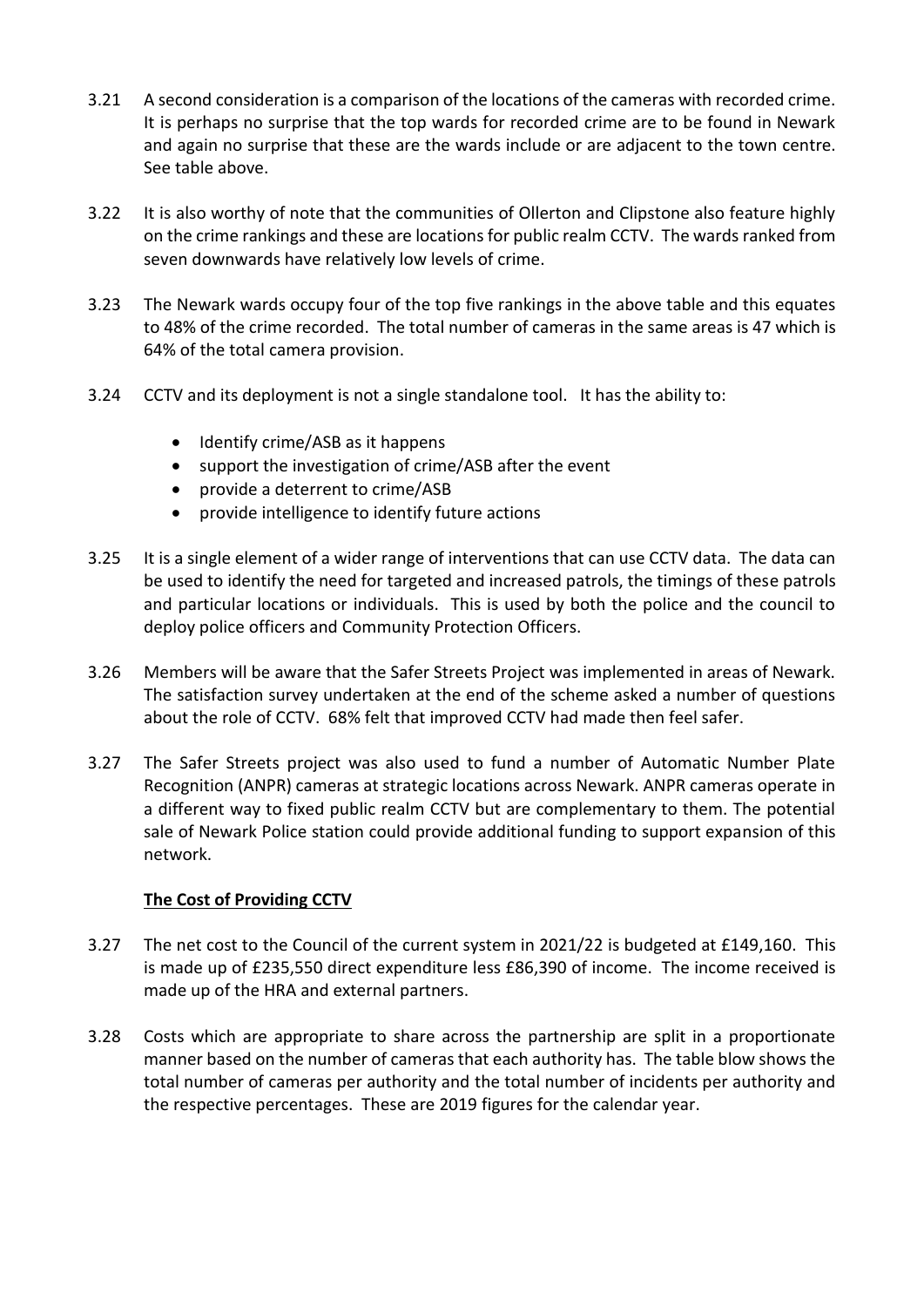3.21 A second consideration is a comparison of the locations of the cameras with recorded crime. It is perhaps no surprise that the top wards for recorded crime are to be found in Newark and again no surprise that these are the wards include or are adjacent to the town centre. See table above.

3.22 It is also worthy of note that the communities of Ollerton and Clipstone also feature highly on the crime rankings and these are locations for public realm CCTV. The wards ranked from seven downwards have relatively low levels of crime.

3.23 The Newark wards occupy four of the top five rankings in the above table and this equates to 48% of the crime recorded. The total number of cameras in the same areas is 47 which is 64% of the total camera provision.

3.24 CCTV and its deployment is not a single standalone tool. It has the ability to:

- Identify crime/ASB as it happens
- support the investigation of crime/ASB after the event
- provide a deterrent to crime/ASB
- provide intelligence to identify future actions

3.25 It is a single element of a wider range of interventions that can use CCTV data. The data can be used to identify the need for targeted and increased patrols, the timings of these patrols and particular locations or individuals. This is used by both the police and the council to deploy police officers and Community Protection Officers.

3.26 Members will be aware that the Safer Streets Project was implemented in areas of Newark. The satisfaction survey undertaken at the end of the scheme asked a number of questions about the role of CCTV. 68% felt that improved CCTV had made then feel safer.

3.27 The Safer Streets project was also used to fund a number of Automatic Number Plate Recognition (ANPR) cameras at strategic locations across Newark. ANPR cameras operate in a different way to fixed public realm CCTV but are complementary to them. The potential sale of Newark Police station could provide additional funding to support expansion of this network.

**The Cost of Providing CCTV**

3.27 The net cost to the Council of the current system in 2021/22 is budgeted at £149,160. This is made up of £235,550 direct expenditure less £86,390 of income. The income received is made up of the HRA and external partners.

3.28 Costs which are appropriate to share across the partnership are split in a proportionate manner based on the number of cameras that each authority has. The table blow shows the total number of cameras per authority and the total number of incidents per authority and the respective percentages. These are 2019 figures for the calendar year.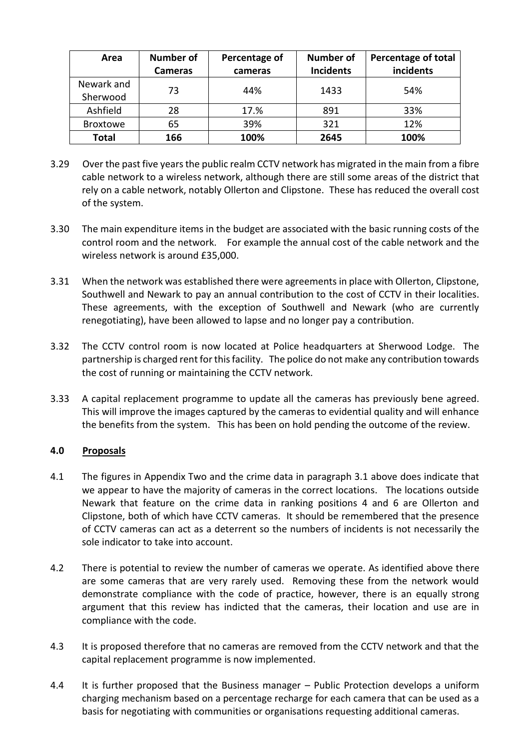| Area | Number of Cameras | Percentage of cameras | Number of Incidents | Percentage of total incidents |
|---|---|---|---|---|
| Newark and Sherwood | 73 | 44% | 1433 | 54% |
| Ashfield | 28 | 17.% | 891 | 33% |
| Broxtowe | 65 | 39% | 321 | 12% |
| **Total** | **166** | **100%** | **2645** | **100%** |

3.29 Over the past five years the public realm CCTV network has migrated in the main from a fibre cable network to a wireless network, although there are still some areas of the district that rely on a cable network, notably Ollerton and Clipstone. These has reduced the overall cost of the system.

3.30 The main expenditure items in the budget are associated with the basic running costs of the control room and the network. For example the annual cost of the cable network and the wireless network is around £35,000.

3.31 When the network was established there were agreements in place with Ollerton, Clipstone, Southwell and Newark to pay an annual contribution to the cost of CCTV in their localities. These agreements, with the exception of Southwell and Newark (who are currently renegotiating), have been allowed to lapse and no longer pay a contribution.

3.32 The CCTV control room is now located at Police headquarters at Sherwood Lodge. The partnership is charged rent for this facility. The police do not make any contribution towards the cost of running or maintaining the CCTV network.

3.33 A capital replacement programme to update all the cameras has previously bene agreed. This will improve the images captured by the cameras to evidential quality and will enhance the benefits from the system. This has been on hold pending the outcome of the review.

## 4.0 Proposals

4.1 The figures in Appendix Two and the crime data in paragraph 3.1 above does indicate that we appear to have the majority of cameras in the correct locations. The locations outside Newark that feature on the crime data in ranking positions 4 and 6 are Ollerton and Clipstone, both of which have CCTV cameras. It should be remembered that the presence of CCTV cameras can act as a deterrent so the numbers of incidents is not necessarily the sole indicator to take into account.

4.2 There is potential to review the number of cameras we operate. As identified above there are some cameras that are very rarely used. Removing these from the network would demonstrate compliance with the code of practice, however, there is an equally strong argument that this review has indicted that the cameras, their location and use are in compliance with the code.

4.3 It is proposed therefore that no cameras are removed from the CCTV network and that the capital replacement programme is now implemented.

4.4 It is further proposed that the Business manager – Public Protection develops a uniform charging mechanism based on a percentage recharge for each camera that can be used as a basis for negotiating with communities or organisations requesting additional cameras.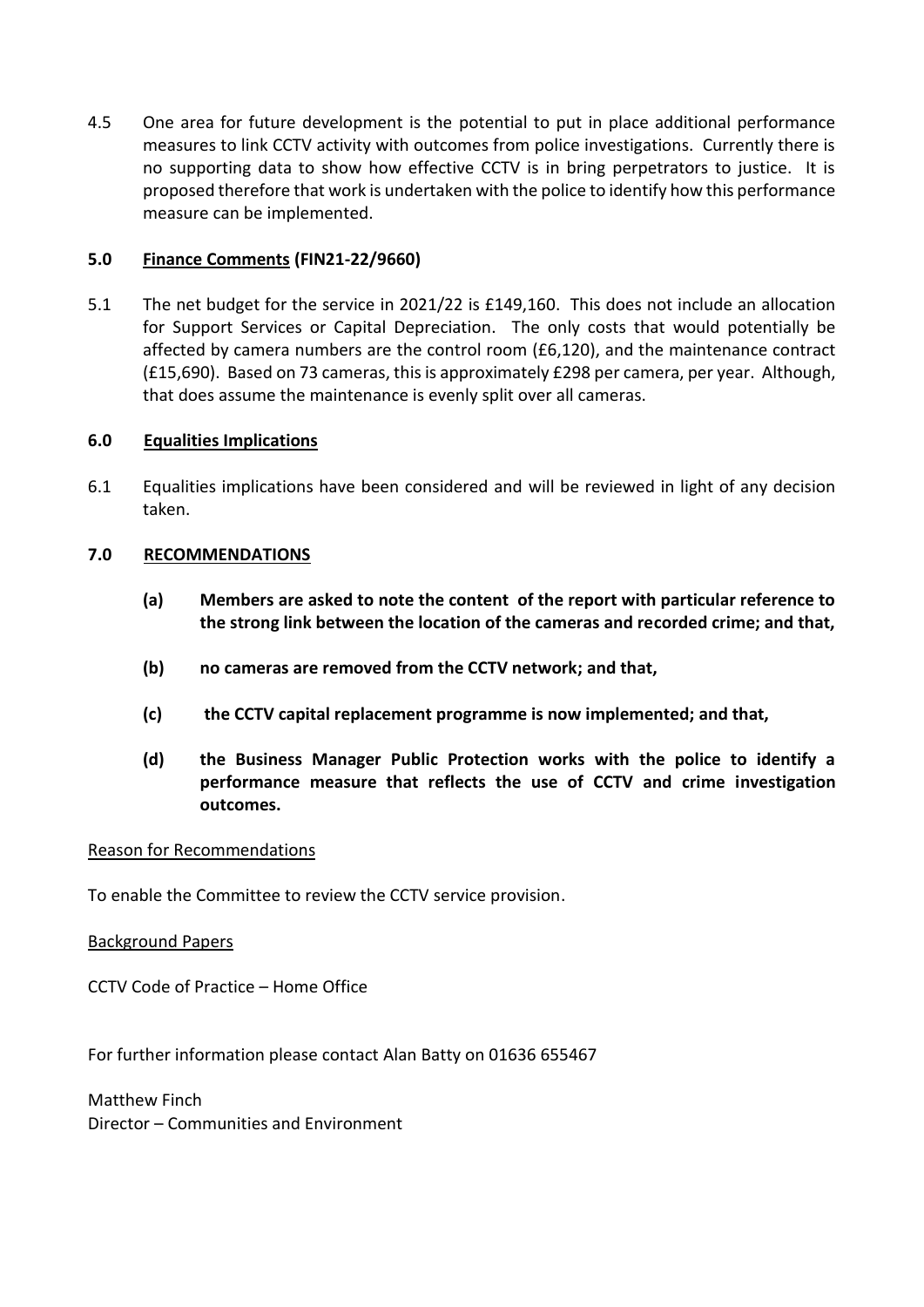4.5 One area for future development is the potential to put in place additional performance measures to link CCTV activity with outcomes from police investigations. Currently there is no supporting data to show how effective CCTV is in bring perpetrators to justice. It is proposed therefore that work is undertaken with the police to identify how this performance measure can be implemented.

## 5.0 Finance Comments (FIN21-22/9660)

5.1 The net budget for the service in 2021/22 is £149,160. This does not include an allocation for Support Services or Capital Depreciation. The only costs that would potentially be affected by camera numbers are the control room (£6,120), and the maintenance contract (£15,690). Based on 73 cameras, this is approximately £298 per camera, per year. Although, that does assume the maintenance is evenly split over all cameras.

## 6.0 Equalities Implications

6.1 Equalities implications have been considered and will be reviewed in light of any decision taken.

## 7.0 RECOMMENDATIONS

**(a) Members are asked to note the content of the report with particular reference to the strong link between the location of the cameras and recorded crime; and that,**

**(b) no cameras are removed from the CCTV network; and that,**

**(c) the CCTV capital replacement programme is now implemented; and that,**

**(d) the Business Manager Public Protection works with the police to identify a performance measure that reflects the use of CCTV and crime investigation outcomes.**

Reason for Recommendations

To enable the Committee to review the CCTV service provision.

Background Papers

CCTV Code of Practice – Home Office

For further information please contact Alan Batty on 01636 655467

Matthew Finch
Director – Communities and Environment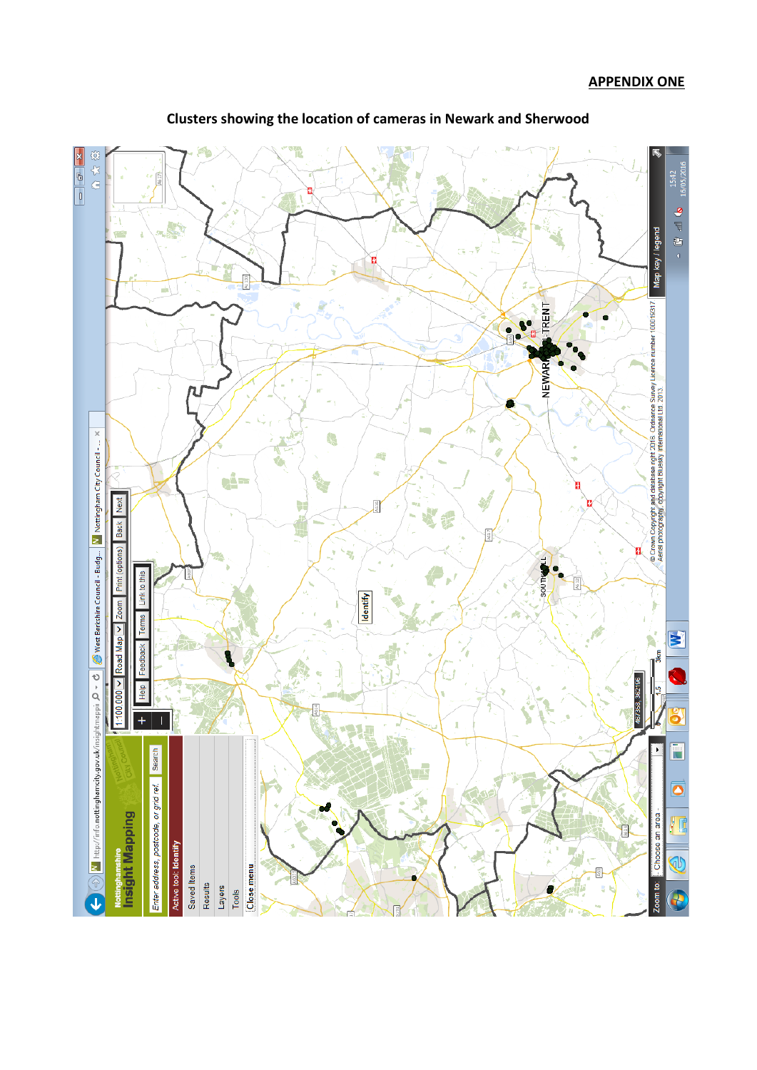**APPENDIX ONE**

**Clusters showing the location of cameras in Newark and Sherwood**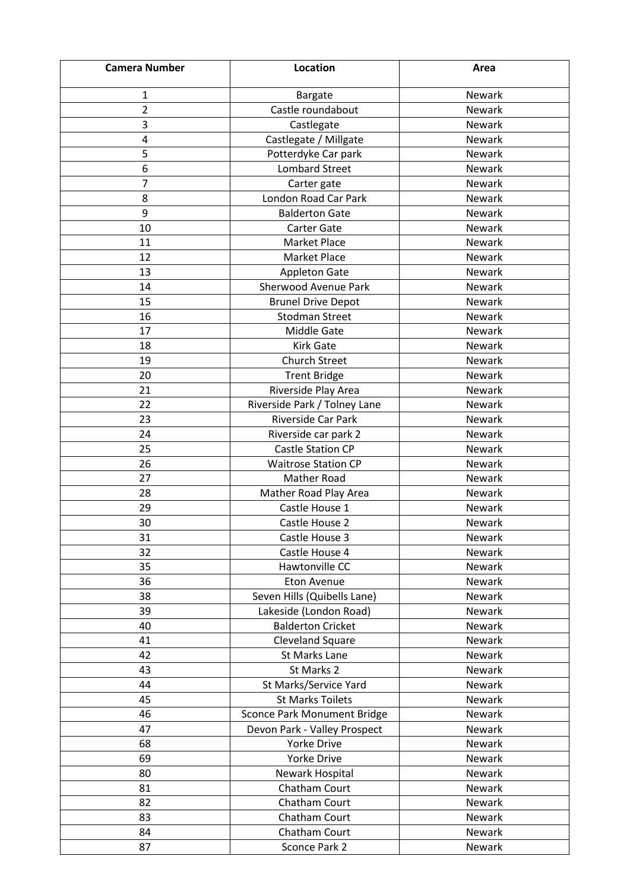| Camera Number | Location | Area |
|---|---|---|
| 1 | Bargate | Newark |
| 2 | Castle roundabout | Newark |
| 3 | Castlegate | Newark |
| 4 | Castlegate / Millgate | Newark |
| 5 | Potterdyke Car park | Newark |
| 6 | Lombard Street | Newark |
| 7 | Carter gate | Newark |
| 8 | London Road Car Park | Newark |
| 9 | Balderton Gate | Newark |
| 10 | Carter Gate | Newark |
| 11 | Market Place | Newark |
| 12 | Market Place | Newark |
| 13 | Appleton Gate | Newark |
| 14 | Sherwood Avenue Park | Newark |
| 15 | Brunel Drive Depot | Newark |
| 16 | Stodman Street | Newark |
| 17 | Middle Gate | Newark |
| 18 | Kirk Gate | Newark |
| 19 | Church Street | Newark |
| 20 | Trent Bridge | Newark |
| 21 | Riverside Play Area | Newark |
| 22 | Riverside Park / Tolney Lane | Newark |
| 23 | Riverside Car Park | Newark |
| 24 | Riverside car park 2 | Newark |
| 25 | Castle Station CP | Newark |
| 26 | Waitrose Station CP | Newark |
| 27 | Mather Road | Newark |
| 28 | Mather Road Play Area | Newark |
| 29 | Castle House 1 | Newark |
| 30 | Castle House 2 | Newark |
| 31 | Castle House 3 | Newark |
| 32 | Castle House 4 | Newark |
| 35 | Hawtonville CC | Newark |
| 36 | Eton Avenue | Newark |
| 38 | Seven Hills (Quibells Lane) | Newark |
| 39 | Lakeside (London Road) | Newark |
| 40 | Balderton Cricket | Newark |
| 41 | Cleveland Square | Newark |
| 42 | St Marks Lane | Newark |
| 43 | St Marks 2 | Newark |
| 44 | St Marks/Service Yard | Newark |
| 45 | St Marks Toilets | Newark |
| 46 | Sconce Park Monument Bridge | Newark |
| 47 | Devon Park - Valley Prospect | Newark |
| 68 | Yorke Drive | Newark |
| 69 | Yorke Drive | Newark |
| 80 | Newark Hospital | Newark |
| 81 | Chatham Court | Newark |
| 82 | Chatham Court | Newark |
| 83 | Chatham Court | Newark |
| 84 | Chatham Court | Newark |
| 87 | Sconce Park 2 | Newark |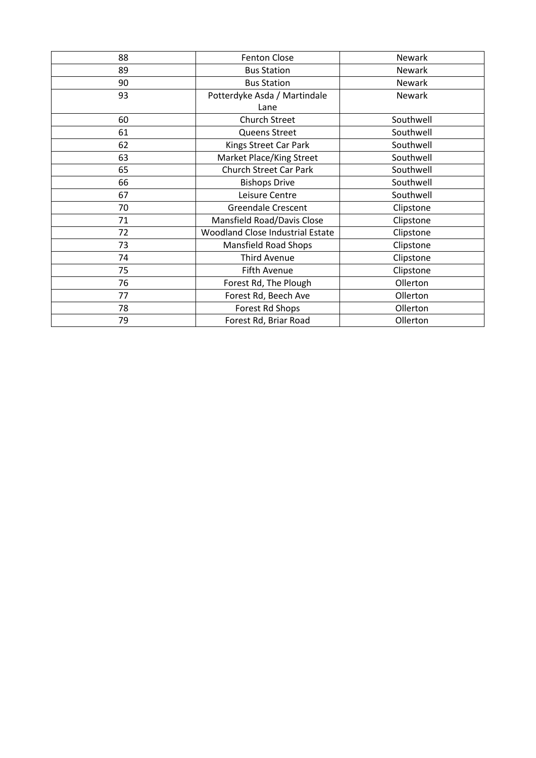| 88 | Fenton Close | Newark |
|---|---|---|
| 89 | Bus Station | Newark |
| 90 | Bus Station | Newark |
| 93 | Potterdyke Asda / Martindale Lane | Newark |
| 60 | Church Street | Southwell |
| 61 | Queens Street | Southwell |
| 62 | Kings Street Car Park | Southwell |
| 63 | Market Place/King Street | Southwell |
| 65 | Church Street Car Park | Southwell |
| 66 | Bishops Drive | Southwell |
| 67 | Leisure Centre | Southwell |
| 70 | Greendale Crescent | Clipstone |
| 71 | Mansfield Road/Davis Close | Clipstone |
| 72 | Woodland Close Industrial Estate | Clipstone |
| 73 | Mansfield Road Shops | Clipstone |
| 74 | Third Avenue | Clipstone |
| 75 | Fifth Avenue | Clipstone |
| 76 | Forest Rd, The Plough | Ollerton |
| 77 | Forest Rd, Beech Ave | Ollerton |
| 78 | Forest Rd Shops | Ollerton |
| 79 | Forest Rd, Briar Road | Ollerton |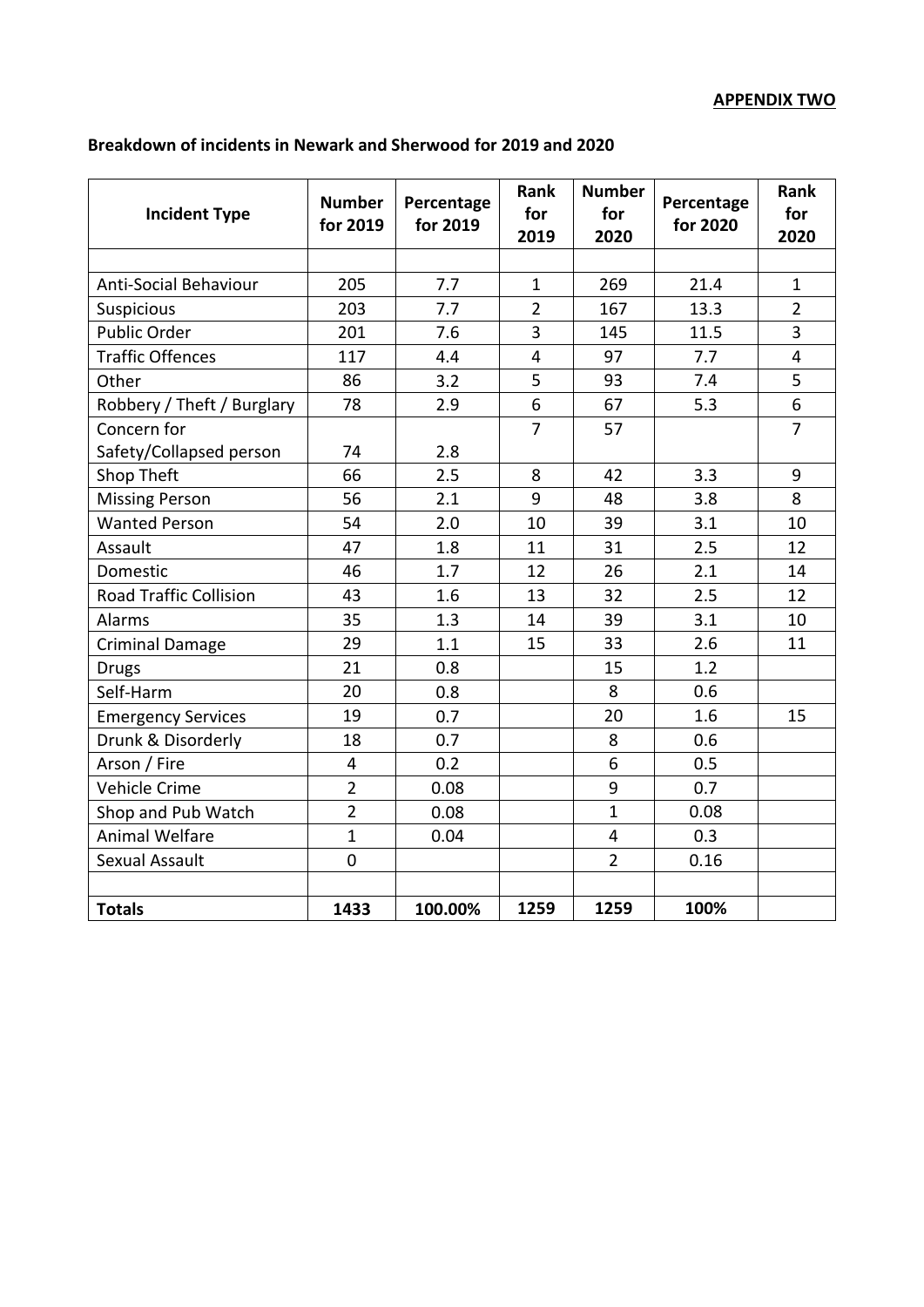**APPENDIX TWO**

**Breakdown of incidents in Newark and Sherwood for 2019 and 2020**

| Incident Type | Number for 2019 | Percentage for 2019 | Rank for 2019 | Number for 2020 | Percentage for 2020 | Rank for 2020 |
|---|---|---|---|---|---|---|
| | | | | | | |
| Anti-Social Behaviour | 205 | 7.7 | 1 | 269 | 21.4 | 1 |
| Suspicious | 203 | 7.7 | 2 | 167 | 13.3 | 2 |
| Public Order | 201 | 7.6 | 3 | 145 | 11.5 | 3 |
| Traffic Offences | 117 | 4.4 | 4 | 97 | 7.7 | 4 |
| Other | 86 | 3.2 | 5 | 93 | 7.4 | 5 |
| Robbery / Theft / Burglary | 78 | 2.9 | 6 | 67 | 5.3 | 6 |
| Concern for Safety/Collapsed person | 74 | 2.8 | 7 | 57 | | 7 |
| Shop Theft | 66 | 2.5 | 8 | 42 | 3.3 | 9 |
| Missing Person | 56 | 2.1 | 9 | 48 | 3.8 | 8 |
| Wanted Person | 54 | 2.0 | 10 | 39 | 3.1 | 10 |
| Assault | 47 | 1.8 | 11 | 31 | 2.5 | 12 |
| Domestic | 46 | 1.7 | 12 | 26 | 2.1 | 14 |
| Road Traffic Collision | 43 | 1.6 | 13 | 32 | 2.5 | 12 |
| Alarms | 35 | 1.3 | 14 | 39 | 3.1 | 10 |
| Criminal Damage | 29 | 1.1 | 15 | 33 | 2.6 | 11 |
| Drugs | 21 | 0.8 | | 15 | 1.2 | |
| Self-Harm | 20 | 0.8 | | 8 | 0.6 | |
| Emergency Services | 19 | 0.7 | | 20 | 1.6 | 15 |
| Drunk & Disorderly | 18 | 0.7 | | 8 | 0.6 | |
| Arson / Fire | 4 | 0.2 | | 6 | 0.5 | |
| Vehicle Crime | 2 | 0.08 | | 9 | 0.7 | |
| Shop and Pub Watch | 2 | 0.08 | | 1 | 0.08 | |
| Animal Welfare | 1 | 0.04 | | 4 | 0.3 | |
| Sexual Assault | 0 | | | 2 | 0.16 | |
| | | | | | | |
| **Totals** | **1433** | **100.00%** | **1259** | **1259** | **100%** | |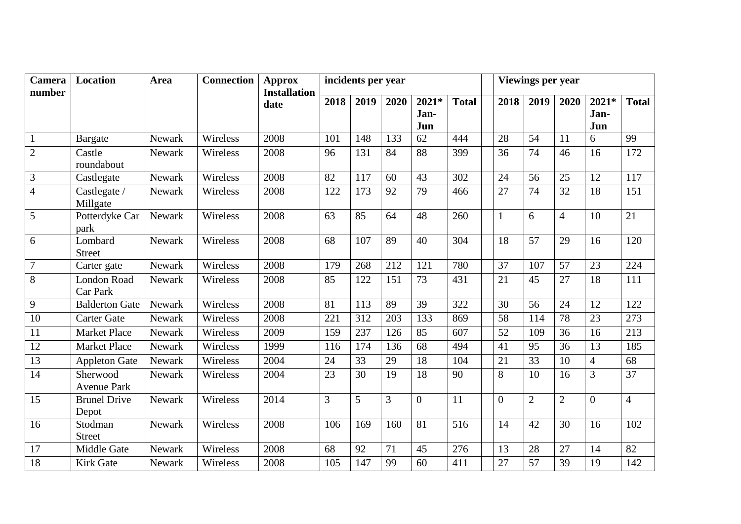| Camera number | Location | Area | Connection | Approx Installation date | incidents per year | | | | | | Viewings per year | | | | |
|---|---|---|---|---|---|---|---|---|---|---|---|---|---|---|---|
| | | | | | 2018 | 2019 | 2020 | 2021* Jan-Jun | Total | | 2018 | 2019 | 2020 | 2021* Jan-Jun | Total |
| 1 | Bargate | Newark | Wireless | 2008 | 101 | 148 | 133 | 62 | 444 | | 28 | 54 | 11 | 6 | 99 |
| 2 | Castle roundabout | Newark | Wireless | 2008 | 96 | 131 | 84 | 88 | 399 | | 36 | 74 | 46 | 16 | 172 |
| 3 | Castlegate | Newark | Wireless | 2008 | 82 | 117 | 60 | 43 | 302 | | 24 | 56 | 25 | 12 | 117 |
| 4 | Castlegate / Millgate | Newark | Wireless | 2008 | 122 | 173 | 92 | 79 | 466 | | 27 | 74 | 32 | 18 | 151 |
| 5 | Potterdyke Car park | Newark | Wireless | 2008 | 63 | 85 | 64 | 48 | 260 | | 1 | 6 | 4 | 10 | 21 |
| 6 | Lombard Street | Newark | Wireless | 2008 | 68 | 107 | 89 | 40 | 304 | | 18 | 57 | 29 | 16 | 120 |
| 7 | Carter gate | Newark | Wireless | 2008 | 179 | 268 | 212 | 121 | 780 | | 37 | 107 | 57 | 23 | 224 |
| 8 | London Road Car Park | Newark | Wireless | 2008 | 85 | 122 | 151 | 73 | 431 | | 21 | 45 | 27 | 18 | 111 |
| 9 | Balderton Gate | Newark | Wireless | 2008 | 81 | 113 | 89 | 39 | 322 | | 30 | 56 | 24 | 12 | 122 |
| 10 | Carter Gate | Newark | Wireless | 2008 | 221 | 312 | 203 | 133 | 869 | | 58 | 114 | 78 | 23 | 273 |
| 11 | Market Place | Newark | Wireless | 2009 | 159 | 237 | 126 | 85 | 607 | | 52 | 109 | 36 | 16 | 213 |
| 12 | Market Place | Newark | Wireless | 1999 | 116 | 174 | 136 | 68 | 494 | | 41 | 95 | 36 | 13 | 185 |
| 13 | Appleton Gate | Newark | Wireless | 2004 | 24 | 33 | 29 | 18 | 104 | | 21 | 33 | 10 | 4 | 68 |
| 14 | Sherwood Avenue Park | Newark | Wireless | 2004 | 23 | 30 | 19 | 18 | 90 | | 8 | 10 | 16 | 3 | 37 |
| 15 | Brunel Drive Depot | Newark | Wireless | 2014 | 3 | 5 | 3 | 0 | 11 | | 0 | 2 | 2 | 0 | 4 |
| 16 | Stodman Street | Newark | Wireless | 2008 | 106 | 169 | 160 | 81 | 516 | | 14 | 42 | 30 | 16 | 102 |
| 17 | Middle Gate | Newark | Wireless | 2008 | 68 | 92 | 71 | 45 | 276 | | 13 | 28 | 27 | 14 | 82 |
| 18 | Kirk Gate | Newark | Wireless | 2008 | 105 | 147 | 99 | 60 | 411 | | 27 | 57 | 39 | 19 | 142 |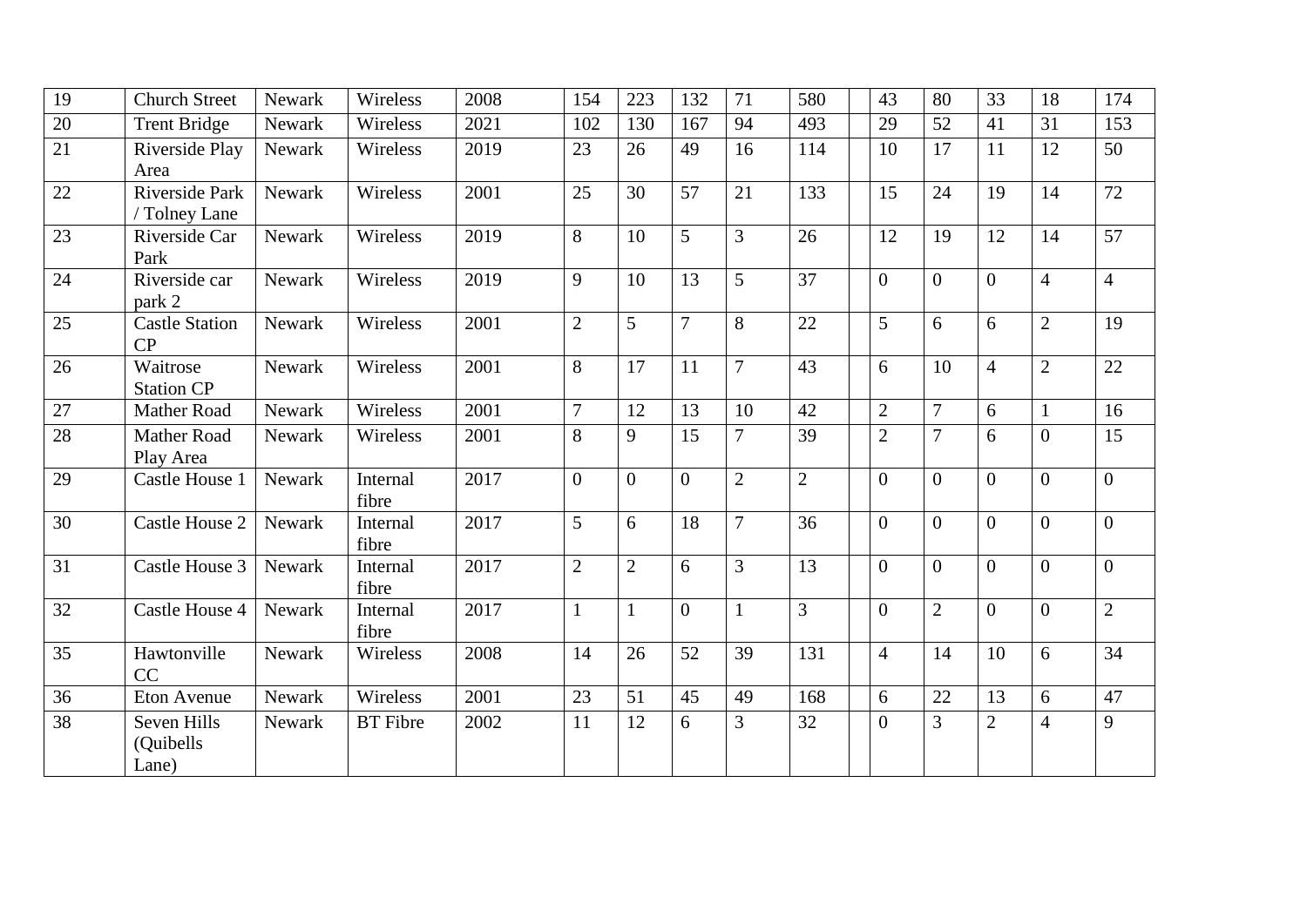| 19 | Church Street | Newark | Wireless | 2008 | 154 | 223 | 132 | 71 | 580 | | 43 | 80 | 33 | 18 | 174 |
|---|---|---|---|---|---|---|---|---|---|---|---|---|---|---|---|
| 20 | Trent Bridge | Newark | Wireless | 2021 | 102 | 130 | 167 | 94 | 493 | | 29 | 52 | 41 | 31 | 153 |
| 21 | Riverside Play Area | Newark | Wireless | 2019 | 23 | 26 | 49 | 16 | 114 | | 10 | 17 | 11 | 12 | 50 |
| 22 | Riverside Park / Tolney Lane | Newark | Wireless | 2001 | 25 | 30 | 57 | 21 | 133 | | 15 | 24 | 19 | 14 | 72 |
| 23 | Riverside Car Park | Newark | Wireless | 2019 | 8 | 10 | 5 | 3 | 26 | | 12 | 19 | 12 | 14 | 57 |
| 24 | Riverside car park 2 | Newark | Wireless | 2019 | 9 | 10 | 13 | 5 | 37 | | 0 | 0 | 0 | 4 | 4 |
| 25 | Castle Station CP | Newark | Wireless | 2001 | 2 | 5 | 7 | 8 | 22 | | 5 | 6 | 6 | 2 | 19 |
| 26 | Waitrose Station CP | Newark | Wireless | 2001 | 8 | 17 | 11 | 7 | 43 | | 6 | 10 | 4 | 2 | 22 |
| 27 | Mather Road | Newark | Wireless | 2001 | 7 | 12 | 13 | 10 | 42 | | 2 | 7 | 6 | 1 | 16 |
| 28 | Mather Road Play Area | Newark | Wireless | 2001 | 8 | 9 | 15 | 7 | 39 | | 2 | 7 | 6 | 0 | 15 |
| 29 | Castle House 1 | Newark | Internal fibre | 2017 | 0 | 0 | 0 | 2 | 2 | | 0 | 0 | 0 | 0 | 0 |
| 30 | Castle House 2 | Newark | Internal fibre | 2017 | 5 | 6 | 18 | 7 | 36 | | 0 | 0 | 0 | 0 | 0 |
| 31 | Castle House 3 | Newark | Internal fibre | 2017 | 2 | 2 | 6 | 3 | 13 | | 0 | 0 | 0 | 0 | 0 |
| 32 | Castle House 4 | Newark | Internal fibre | 2017 | 1 | 1 | 0 | 1 | 3 | | 0 | 2 | 0 | 0 | 2 |
| 35 | Hawtonville CC | Newark | Wireless | 2008 | 14 | 26 | 52 | 39 | 131 | | 4 | 14 | 10 | 6 | 34 |
| 36 | Eton Avenue | Newark | Wireless | 2001 | 23 | 51 | 45 | 49 | 168 | | 6 | 22 | 13 | 6 | 47 |
| 38 | Seven Hills (Quibells Lane) | Newark | BT Fibre | 2002 | 11 | 12 | 6 | 3 | 32 | | 0 | 3 | 2 | 4 | 9 |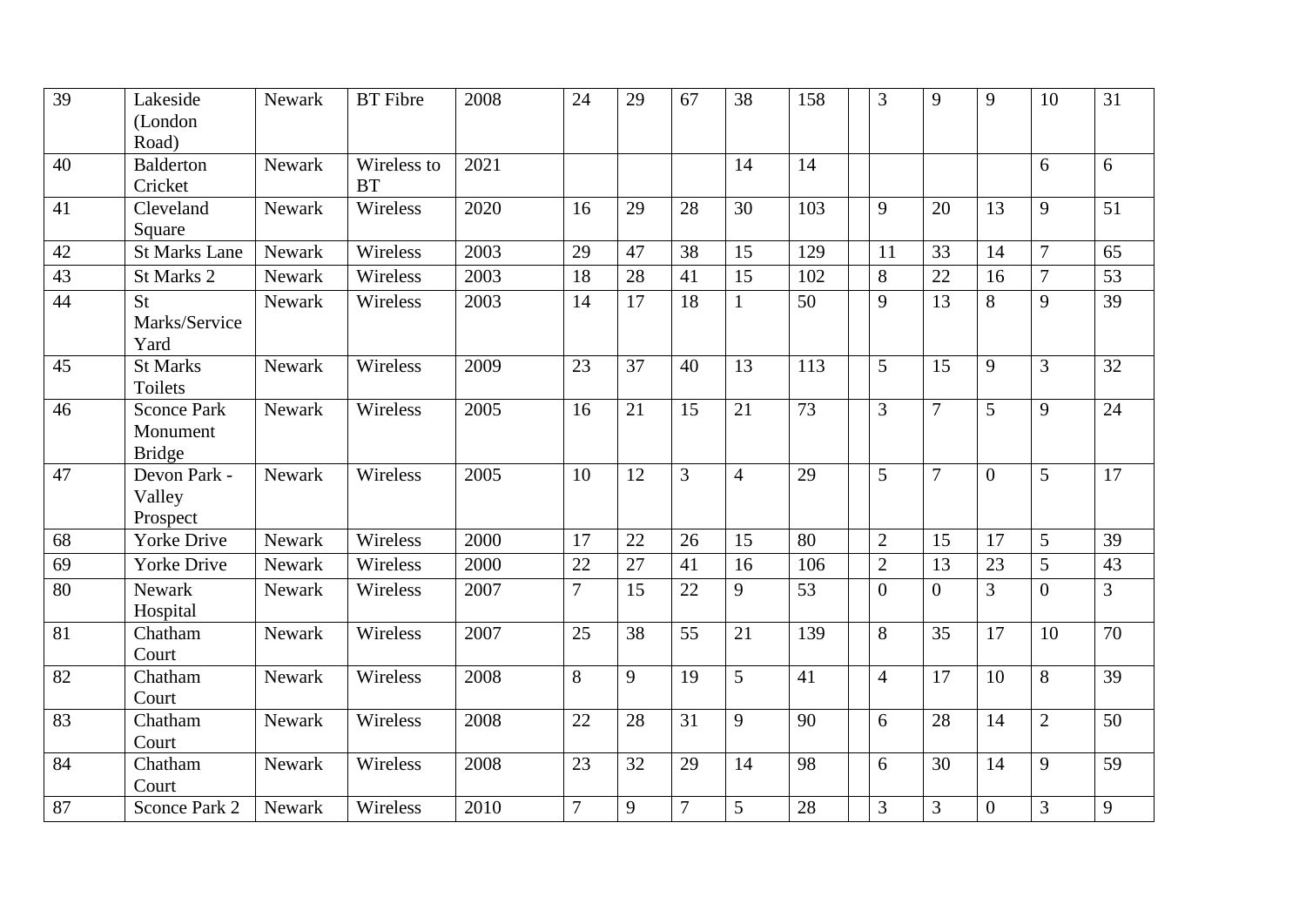| 39 | Lakeside (London Road) | Newark | BT Fibre | 2008 | 24 | 29 | 67 | 38 | 158 | | 3 | 9 | 9 | 10 | 31 |
|---|---|---|---|---|---|---|---|---|---|---|---|---|---|---|---|
| 40 | Balderton Cricket | Newark | Wireless to BT | 2021 | | | | 14 | 14 | | | | | 6 | 6 |
| 41 | Cleveland Square | Newark | Wireless | 2020 | 16 | 29 | 28 | 30 | 103 | | 9 | 20 | 13 | 9 | 51 |
| 42 | St Marks Lane | Newark | Wireless | 2003 | 29 | 47 | 38 | 15 | 129 | | 11 | 33 | 14 | 7 | 65 |
| 43 | St Marks 2 | Newark | Wireless | 2003 | 18 | 28 | 41 | 15 | 102 | | 8 | 22 | 16 | 7 | 53 |
| 44 | St Marks/Service Yard | Newark | Wireless | 2003 | 14 | 17 | 18 | 1 | 50 | | 9 | 13 | 8 | 9 | 39 |
| 45 | St Marks Toilets | Newark | Wireless | 2009 | 23 | 37 | 40 | 13 | 113 | | 5 | 15 | 9 | 3 | 32 |
| 46 | Sconce Park Monument Bridge | Newark | Wireless | 2005 | 16 | 21 | 15 | 21 | 73 | | 3 | 7 | 5 | 9 | 24 |
| 47 | Devon Park - Valley Prospect | Newark | Wireless | 2005 | 10 | 12 | 3 | 4 | 29 | | 5 | 7 | 0 | 5 | 17 |
| 68 | Yorke Drive | Newark | Wireless | 2000 | 17 | 22 | 26 | 15 | 80 | | 2 | 15 | 17 | 5 | 39 |
| 69 | Yorke Drive | Newark | Wireless | 2000 | 22 | 27 | 41 | 16 | 106 | | 2 | 13 | 23 | 5 | 43 |
| 80 | Newark Hospital | Newark | Wireless | 2007 | 7 | 15 | 22 | 9 | 53 | | 0 | 0 | 3 | 0 | 3 |
| 81 | Chatham Court | Newark | Wireless | 2007 | 25 | 38 | 55 | 21 | 139 | | 8 | 35 | 17 | 10 | 70 |
| 82 | Chatham Court | Newark | Wireless | 2008 | 8 | 9 | 19 | 5 | 41 | | 4 | 17 | 10 | 8 | 39 |
| 83 | Chatham Court | Newark | Wireless | 2008 | 22 | 28 | 31 | 9 | 90 | | 6 | 28 | 14 | 2 | 50 |
| 84 | Chatham Court | Newark | Wireless | 2008 | 23 | 32 | 29 | 14 | 98 | | 6 | 30 | 14 | 9 | 59 |
| 87 | Sconce Park 2 | Newark | Wireless | 2010 | 7 | 9 | 7 | 5 | 28 | | 3 | 3 | 0 | 3 | 9 |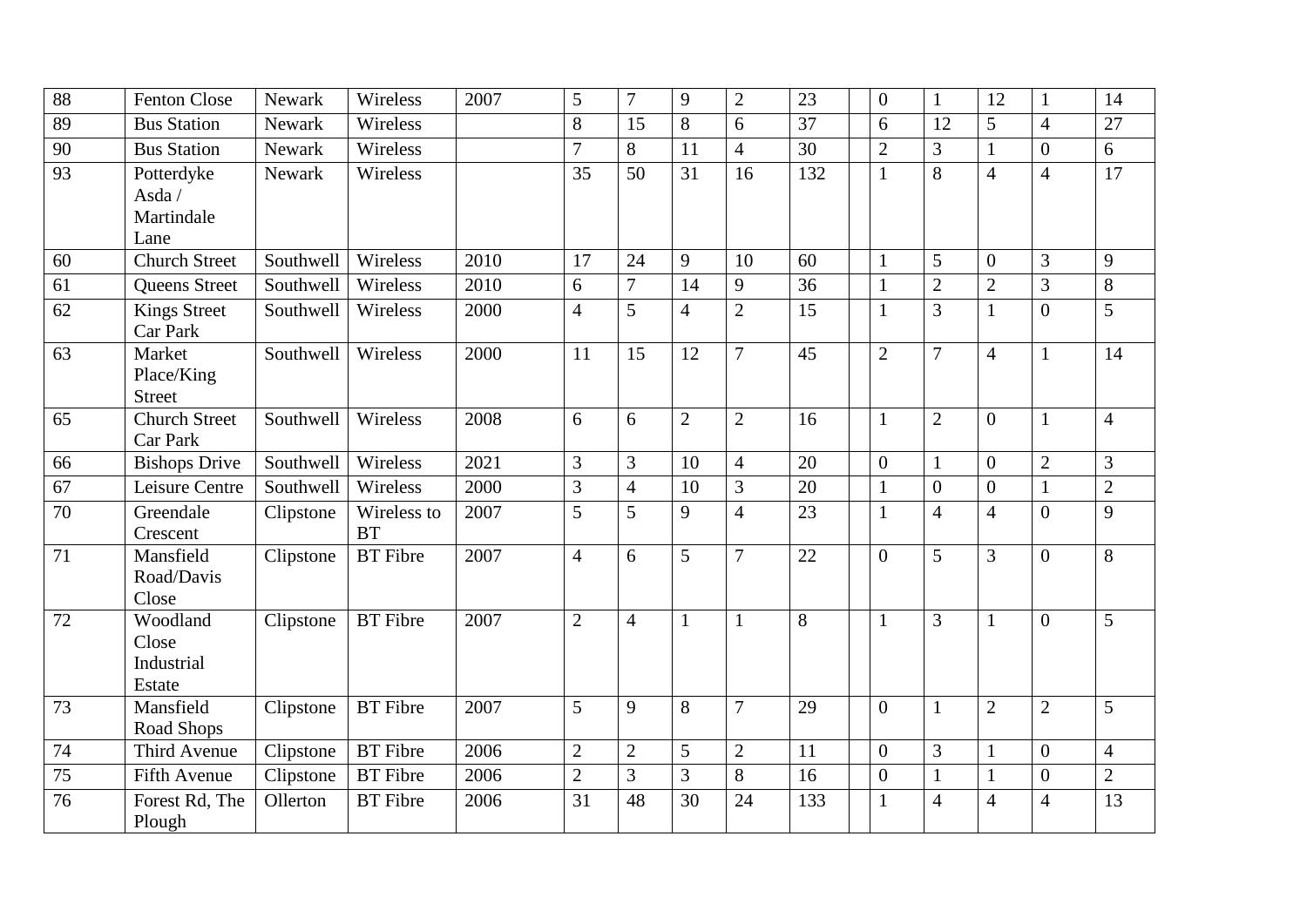| | | | | | | | | | | | | | | | |
|---|---|---|---|---|---|---|---|---|---|---|---|---|---|---|---|
| 88 | Fenton Close | Newark | Wireless | 2007 | 5 | 7 | 9 | 2 | 23 | | 0 | 1 | 12 | 1 | 14 |
| 89 | Bus Station | Newark | Wireless | | 8 | 15 | 8 | 6 | 37 | | 6 | 12 | 5 | 4 | 27 |
| 90 | Bus Station | Newark | Wireless | | 7 | 8 | 11 | 4 | 30 | | 2 | 3 | 1 | 0 | 6 |
| 93 | Potterdyke Asda / Martindale Lane | Newark | Wireless | | 35 | 50 | 31 | 16 | 132 | | 1 | 8 | 4 | 4 | 17 |
| 60 | Church Street | Southwell | Wireless | 2010 | 17 | 24 | 9 | 10 | 60 | | 1 | 5 | 0 | 3 | 9 |
| 61 | Queens Street | Southwell | Wireless | 2010 | 6 | 7 | 14 | 9 | 36 | | 1 | 2 | 2 | 3 | 8 |
| 62 | Kings Street Car Park | Southwell | Wireless | 2000 | 4 | 5 | 4 | 2 | 15 | | 1 | 3 | 1 | 0 | 5 |
| 63 | Market Place/King Street | Southwell | Wireless | 2000 | 11 | 15 | 12 | 7 | 45 | | 2 | 7 | 4 | 1 | 14 |
| 65 | Church Street Car Park | Southwell | Wireless | 2008 | 6 | 6 | 2 | 2 | 16 | | 1 | 2 | 0 | 1 | 4 |
| 66 | Bishops Drive | Southwell | Wireless | 2021 | 3 | 3 | 10 | 4 | 20 | | 0 | 1 | 0 | 2 | 3 |
| 67 | Leisure Centre | Southwell | Wireless | 2000 | 3 | 4 | 10 | 3 | 20 | | 1 | 0 | 0 | 1 | 2 |
| 70 | Greendale Crescent | Clipstone | Wireless to BT | 2007 | 5 | 5 | 9 | 4 | 23 | | 1 | 4 | 4 | 0 | 9 |
| 71 | Mansfield Road/Davis Close | Clipstone | BT Fibre | 2007 | 4 | 6 | 5 | 7 | 22 | | 0 | 5 | 3 | 0 | 8 |
| 72 | Woodland Close Industrial Estate | Clipstone | BT Fibre | 2007 | 2 | 4 | 1 | 1 | 8 | | 1 | 3 | 1 | 0 | 5 |
| 73 | Mansfield Road Shops | Clipstone | BT Fibre | 2007 | 5 | 9 | 8 | 7 | 29 | | 0 | 1 | 2 | 2 | 5 |
| 74 | Third Avenue | Clipstone | BT Fibre | 2006 | 2 | 2 | 5 | 2 | 11 | | 0 | 3 | 1 | 0 | 4 |
| 75 | Fifth Avenue | Clipstone | BT Fibre | 2006 | 2 | 3 | 3 | 8 | 16 | | 0 | 1 | 1 | 0 | 2 |
| 76 | Forest Rd, The Plough | Ollerton | BT Fibre | 2006 | 31 | 48 | 30 | 24 | 133 | | 1 | 4 | 4 | 4 | 13 |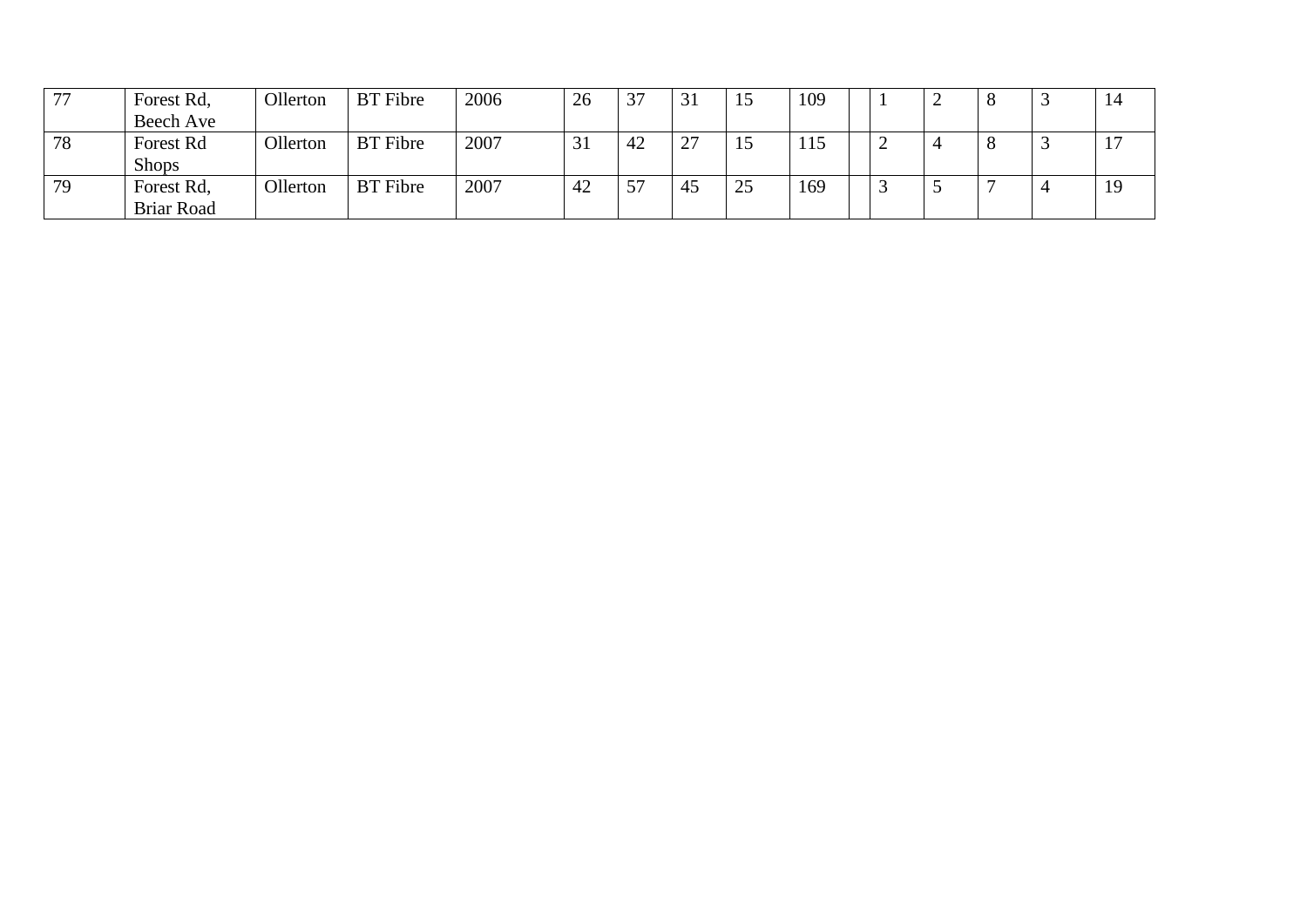| | | | | | | | | | | | | | | | |
|---|---|---|---|---|---|---|---|---|---|---|---|---|---|---|---|
| 77 | Forest Rd, Beech Ave | Ollerton | BT Fibre | 2006 | 26 | 37 | 31 | 15 | 109 | | 1 | 2 | 8 | 3 | 14 |
| 78 | Forest Rd Shops | Ollerton | BT Fibre | 2007 | 31 | 42 | 27 | 15 | 115 | | 2 | 4 | 8 | 3 | 17 |
| 79 | Forest Rd, Briar Road | Ollerton | BT Fibre | 2007 | 42 | 57 | 45 | 25 | 169 | | 3 | 5 | 7 | 4 | 19 |